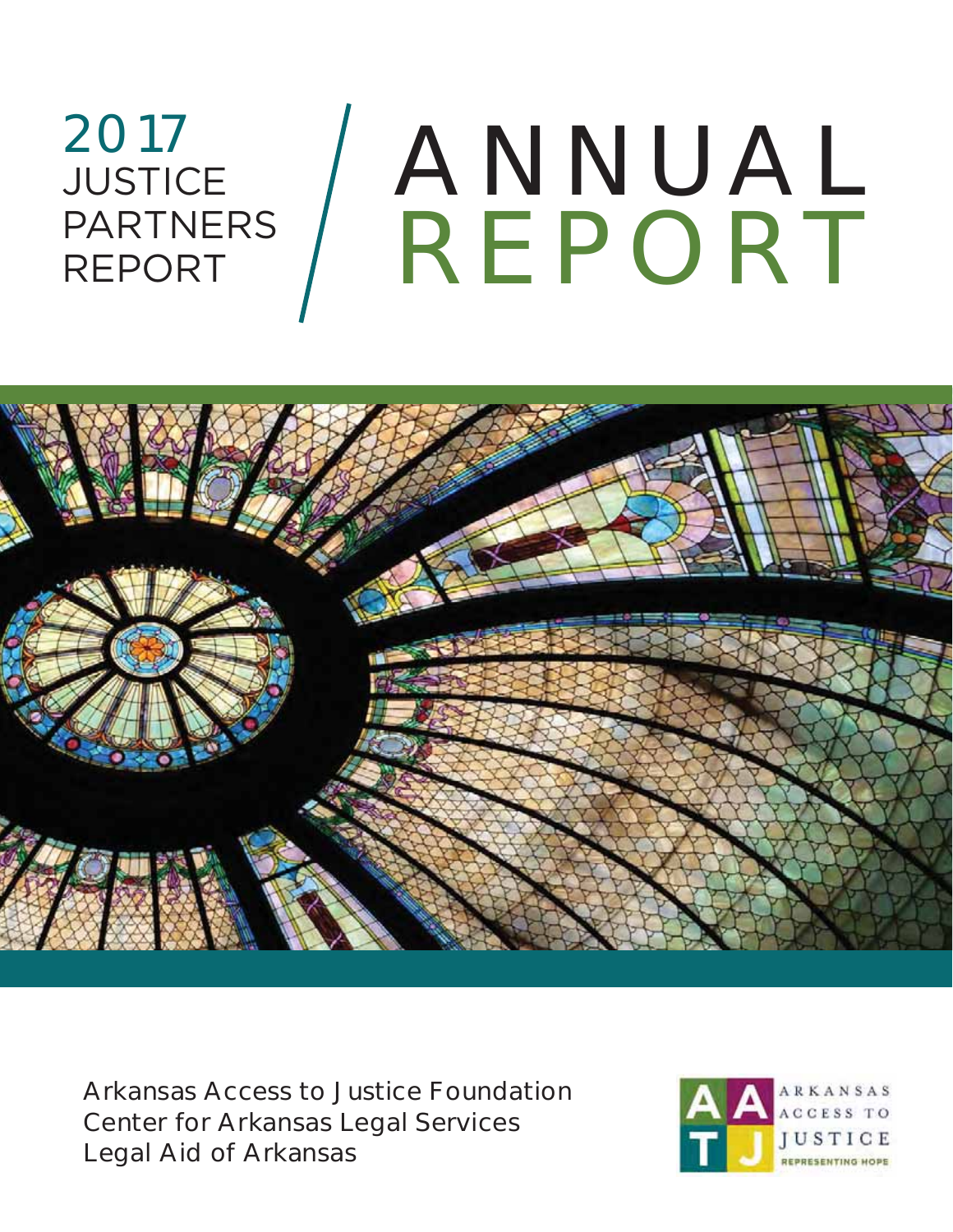2017 JUSTICE PARTNERS REPORT

# ANNUAL REPORT

Arkansas Access to Justice Foundation
Center for Arkansas Legal Services
Legal Aid of Arkansas

ARKANSAS ACCESS TO JUSTICE
REPRESENTING HOPE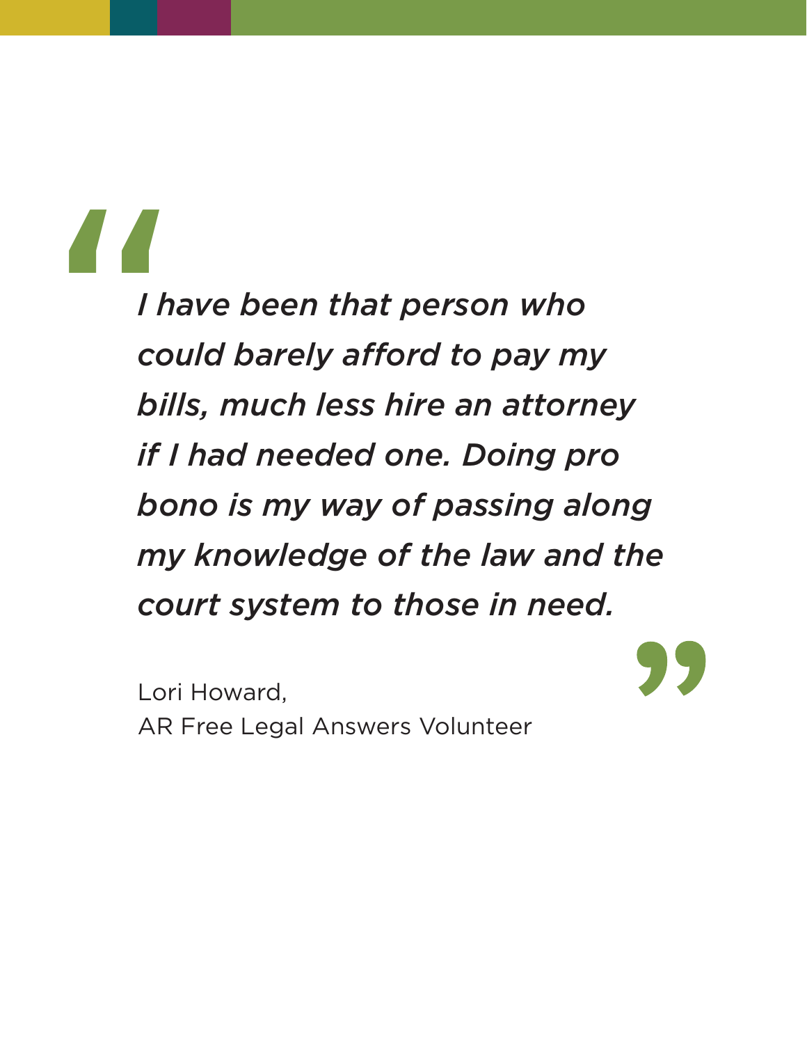> *I have been that person who could barely afford to pay my bills, much less hire an attorney if I had needed one. Doing pro bono is my way of passing along my knowledge of the law and the court system to those in need.*

Lori Howard,
AR Free Legal Answers Volunteer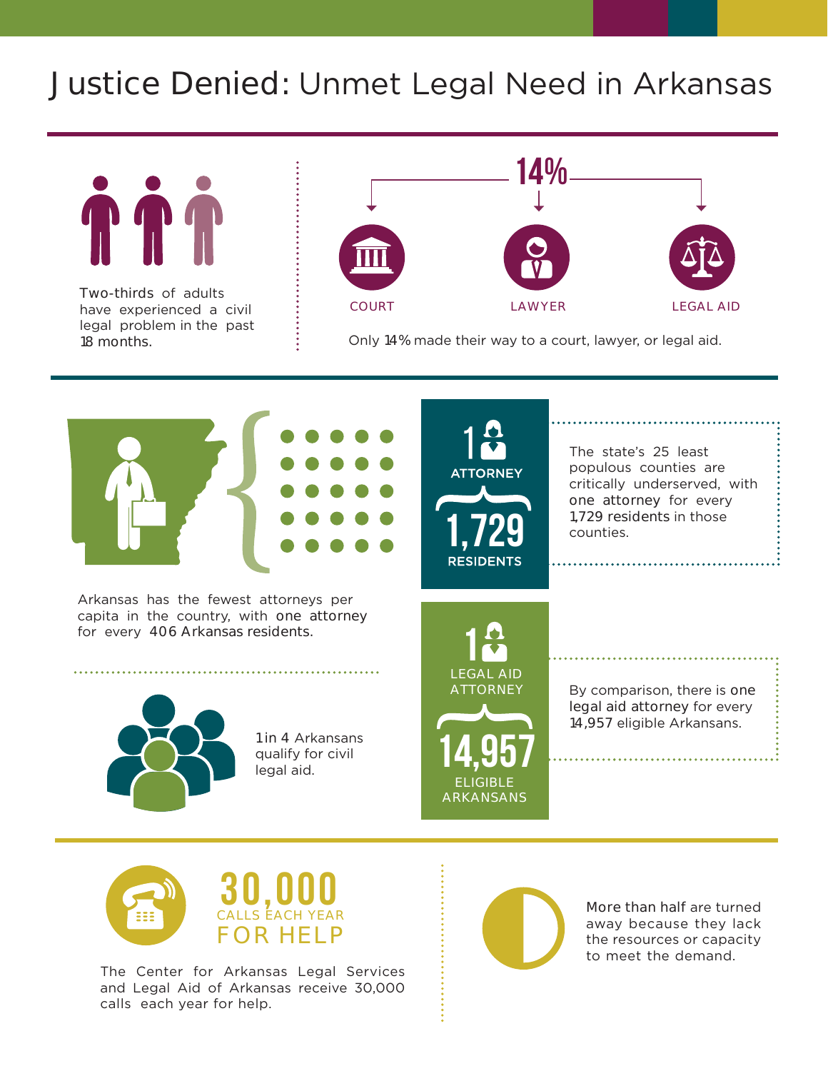# Justice Denied: Unmet Legal Need in Arkansas

Two-thirds of adults have experienced a civil legal problem in the past 18 months.

**14%**

COURT

LAWYER

LEGAL AID

Only 14% made their way to a court, lawyer, or legal aid.

Arkansas has the fewest attorneys per capita in the country, with one attorney for every 406 Arkansas residents.

**1** ATTORNEY

**1,729** RESIDENTS

The state's 25 least populous counties are critically underserved, with one attorney for every 1,729 residents in those counties.

1 in 4 Arkansans qualify for civil legal aid.

**1** LEGAL AID ATTORNEY

**14,957** ELIGIBLE ARKANSANS

By comparison, there is one legal aid attorney for every 14,957 eligible Arkansans.

**30,000** CALLS EACH YEAR FOR HELP

The Center for Arkansas Legal Services and Legal Aid of Arkansas receive 30,000 calls each year for help.

More than half are turned away because they lack the resources or capacity to meet the demand.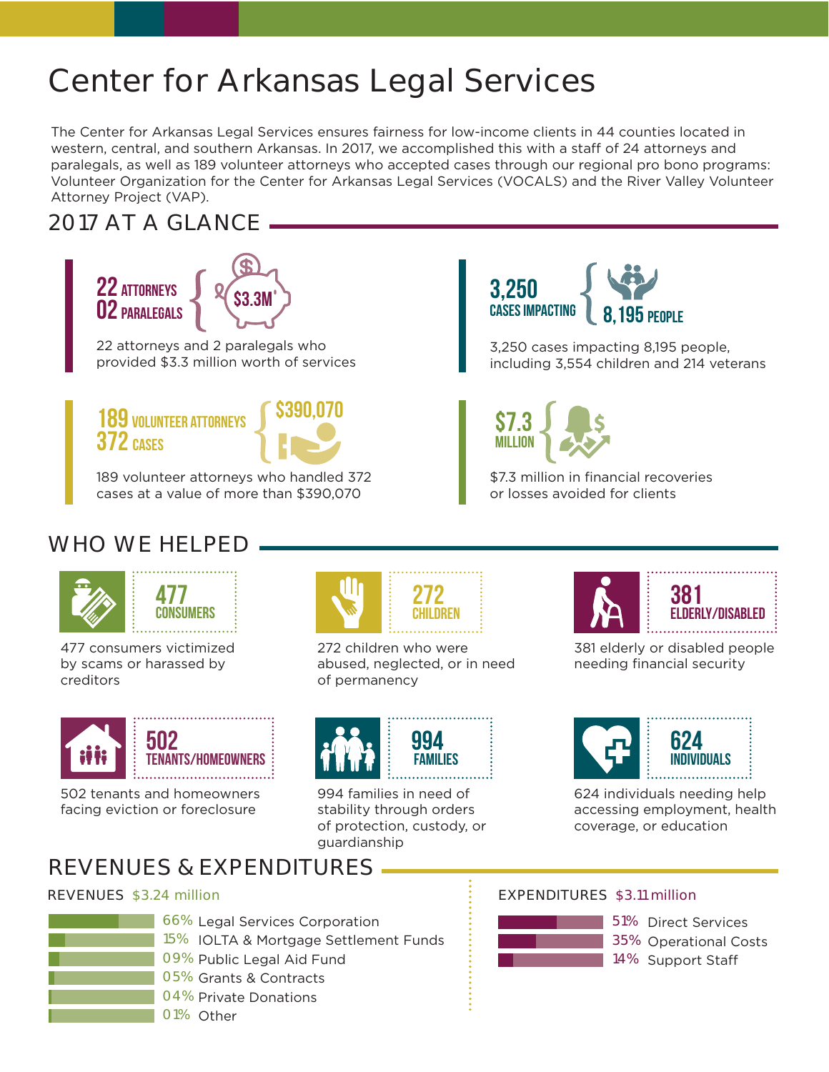# Center for Arkansas Legal Services

The Center for Arkansas Legal Services ensures fairness for low-income clients in 44 counties located in western, central, and southern Arkansas. In 2017, we accomplished this with a staff of 24 attorneys and paralegals, as well as 189 volunteer attorneys who accepted cases through our regional pro bono programs: Volunteer Organization for the Center for Arkansas Legal Services (VOCALS) and the River Valley Volunteer Attorney Project (VAP).

## 2017 AT A GLANCE

**22 ATTORNEYS**
**02 PARALEGALS**
**$3.3M***

22 attorneys and 2 paralegals who provided $3.3 million worth of services

**3,250 CASES IMPACTING 8,195 PEOPLE**

3,250 cases impacting 8,195 people, including 3,554 children and 214 veterans

**189 VOLUNTEER ATTORNEYS**
**372 CASES**
**$390,070**

189 volunteer attorneys who handled 372 cases at a value of more than $390,070

**$7.3 MILLION**

$7.3 million in financial recoveries or losses avoided for clients

## WHO WE HELPED

**477 CONSUMERS**

477 consumers victimized by scams or harassed by creditors

**272 CHILDREN**

272 children who were abused, neglected, or in need of permanency

**381 ELDERLY/DISABLED**

381 elderly or disabled people needing financial security

**502 TENANTS/HOMEOWNERS**

502 tenants and homeowners facing eviction or foreclosure

**994 FAMILIES**

994 families in need of stability through orders of protection, custody, or guardianship

**624 INDIVIDUALS**

624 individuals needing help accessing employment, health coverage, or education

## REVENUES & EXPENDITURES

**REVENUES** $3.24 million

| % | Source |
|---|---|
| 66% | Legal Services Corporation |
| 15% | IOLTA & Mortgage Settlement Funds |
| 09% | Public Legal Aid Fund |
| 05% | Grants & Contracts |
| 04% | Private Donations |
| 01% | Other |

**EXPENDITURES** $3.11 million

| % | Category |
|---|---|
| 51% | Direct Services |
| 35% | Operational Costs |
| 14% | Support Staff |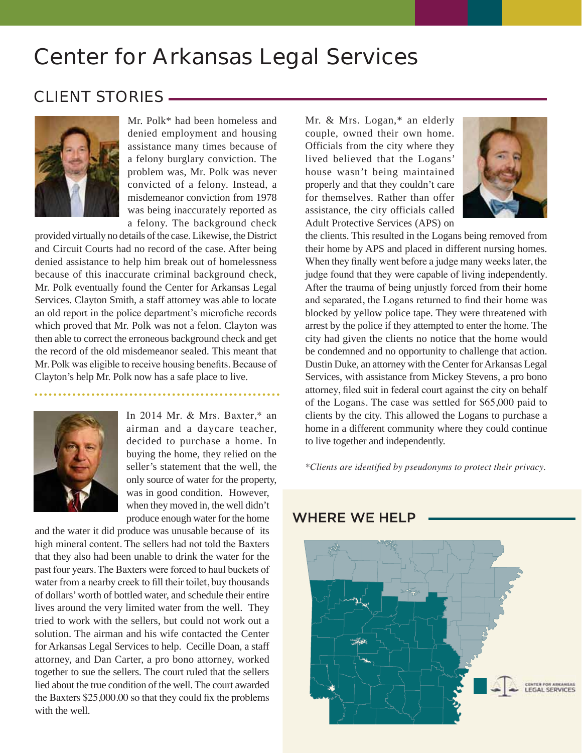# Center for Arkansas Legal Services

## CLIENT STORIES

Mr. Polk* had been homeless and denied employment and housing assistance many times because of a felony burglary conviction. The problem was, Mr. Polk was never convicted of a felony. Instead, a misdemeanor conviction from 1978 was being inaccurately reported as a felony. The background check provided virtually no details of the case. Likewise, the District and Circuit Courts had no record of the case. After being denied assistance to help him break out of homelessness because of this inaccurate criminal background check, Mr. Polk eventually found the Center for Arkansas Legal Services. Clayton Smith, a staff attorney was able to locate an old report in the police department's microfiche records which proved that Mr. Polk was not a felon. Clayton was then able to correct the erroneous background check and get the record of the old misdemeanor sealed. This meant that Mr. Polk was eligible to receive housing benefits. Because of Clayton's help Mr. Polk now has a safe place to live.

In 2014 Mr. & Mrs. Baxter,* an airman and a daycare teacher, decided to purchase a home. In buying the home, they relied on the seller's statement that the well, the only source of water for the property, was in good condition. However, when they moved in, the well didn't produce enough water for the home and the water it did produce was unusable because of its high mineral content. The sellers had not told the Baxters that they also had been unable to drink the water for the past four years. The Baxters were forced to haul buckets of water from a nearby creek to fill their toilet, buy thousands of dollars' worth of bottled water, and schedule their entire lives around the very limited water from the well. They tried to work with the sellers, but could not work out a solution. The airman and his wife contacted the Center for Arkansas Legal Services to help. Cecille Doan, a staff attorney, and Dan Carter, a pro bono attorney, worked together to sue the sellers. The court ruled that the sellers lied about the true condition of the well. The court awarded the Baxters $25,000.00 so that they could fix the problems with the well.

Mr. & Mrs. Logan,* an elderly couple, owned their own home. Officials from the city where they lived believed that the Logans' house wasn't being maintained properly and that they couldn't care for themselves. Rather than offer assistance, the city officials called Adult Protective Services (APS) on the clients. This resulted in the Logans being removed from their home by APS and placed in different nursing homes. When they finally went before a judge many weeks later, the judge found that they were capable of living independently. After the trauma of being unjustly forced from their home and separated, the Logans returned to find their home was blocked by yellow police tape. They were threatened with arrest by the police if they attempted to enter the home. The city had given the clients no notice that the home would be condemned and no opportunity to challenge that action. Dustin Duke, an attorney with the Center for Arkansas Legal Services, with assistance from Mickey Stevens, a pro bono attorney, filed suit in federal court against the city on behalf of the Logans. The case was settled for $65,000 paid to clients by the city. This allowed the Logans to purchase a home in a different community where they could continue to live together and independently.

*\*Clients are identified by pseudonyms to protect their privacy.*

## WHERE WE HELP

CENTER FOR ARKANSAS LEGAL SERVICES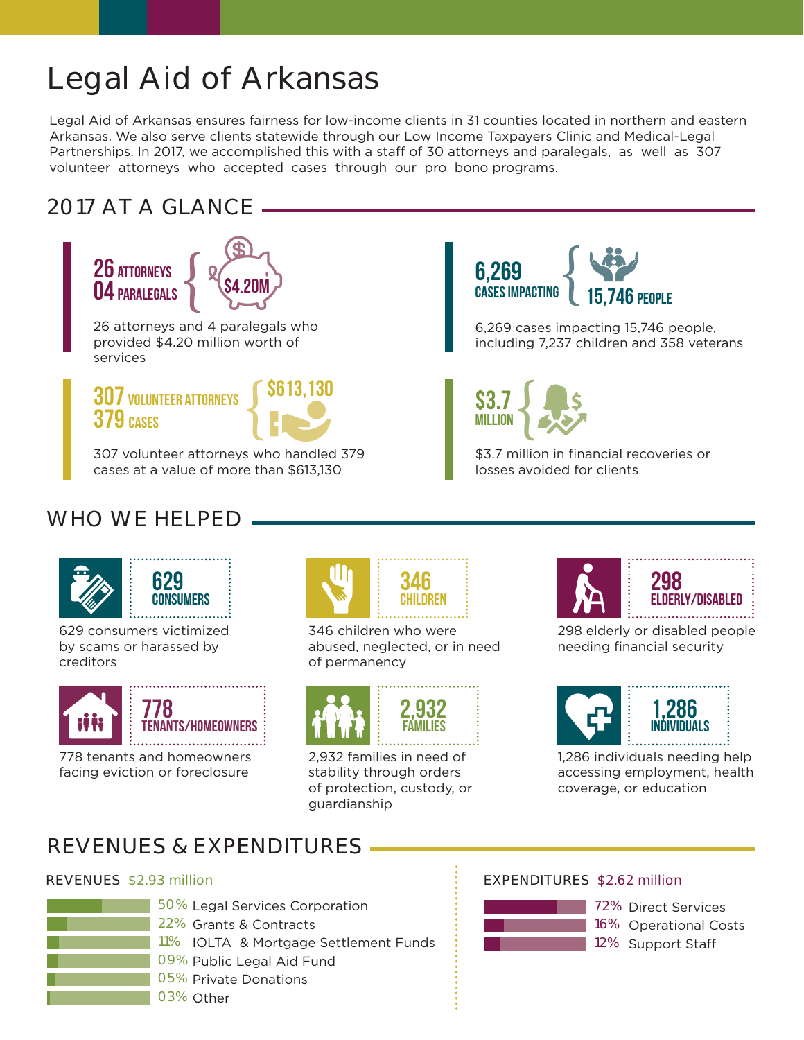# Legal Aid of Arkansas

Legal Aid of Arkansas ensures fairness for low-income clients in 31 counties located in northern and eastern Arkansas. We also serve clients statewide through our Low Income Taxpayers Clinic and Medical-Legal Partnerships. In 2017, we accomplished this with a staff of 30 attorneys and paralegals, as well as 307 volunteer attorneys who accepted cases through our pro bono programs.

## 2017 AT A GLANCE

**26 ATTORNEYS**
**04 PARALEGALS**
**$4.20M**

26 attorneys and 4 paralegals who provided $4.20 million worth of services

**6,269 CASES IMPACTING**
**15,746 PEOPLE**

6,269 cases impacting 15,746 people, including 7,237 children and 358 veterans

**307 VOLUNTEER ATTORNEYS**
**379 CASES**
**$613,130**

307 volunteer attorneys who handled 379 cases at a value of more than $613,130

**$3.7 MILLION**

$3.7 million in financial recoveries or losses avoided for clients

## WHO WE HELPED

**629 CONSUMERS**

629 consumers victimized by scams or harassed by creditors

**346 CHILDREN**

346 children who were abused, neglected, or in need of permanency

**298 ELDERLY/DISABLED**

298 elderly or disabled people needing financial security

**778 TENANTS/HOMEOWNERS**

778 tenants and homeowners facing eviction or foreclosure

**2,932 FAMILIES**

2,932 families in need of stability through orders of protection, custody, or guardianship

**1,286 INDIVIDUALS**

1,286 individuals needing help accessing employment, health coverage, or education

## REVENUES & EXPENDITURES

### REVENUES $2.93 million

- 50% Legal Services Corporation
- 22% Grants & Contracts
- 11% IOLTA & Mortgage Settlement Funds
- 09% Public Legal Aid Fund
- 05% Private Donations
- 03% Other

### EXPENDITURES $2.62 million

- 72% Direct Services
- 16% Operational Costs
- 12% Support Staff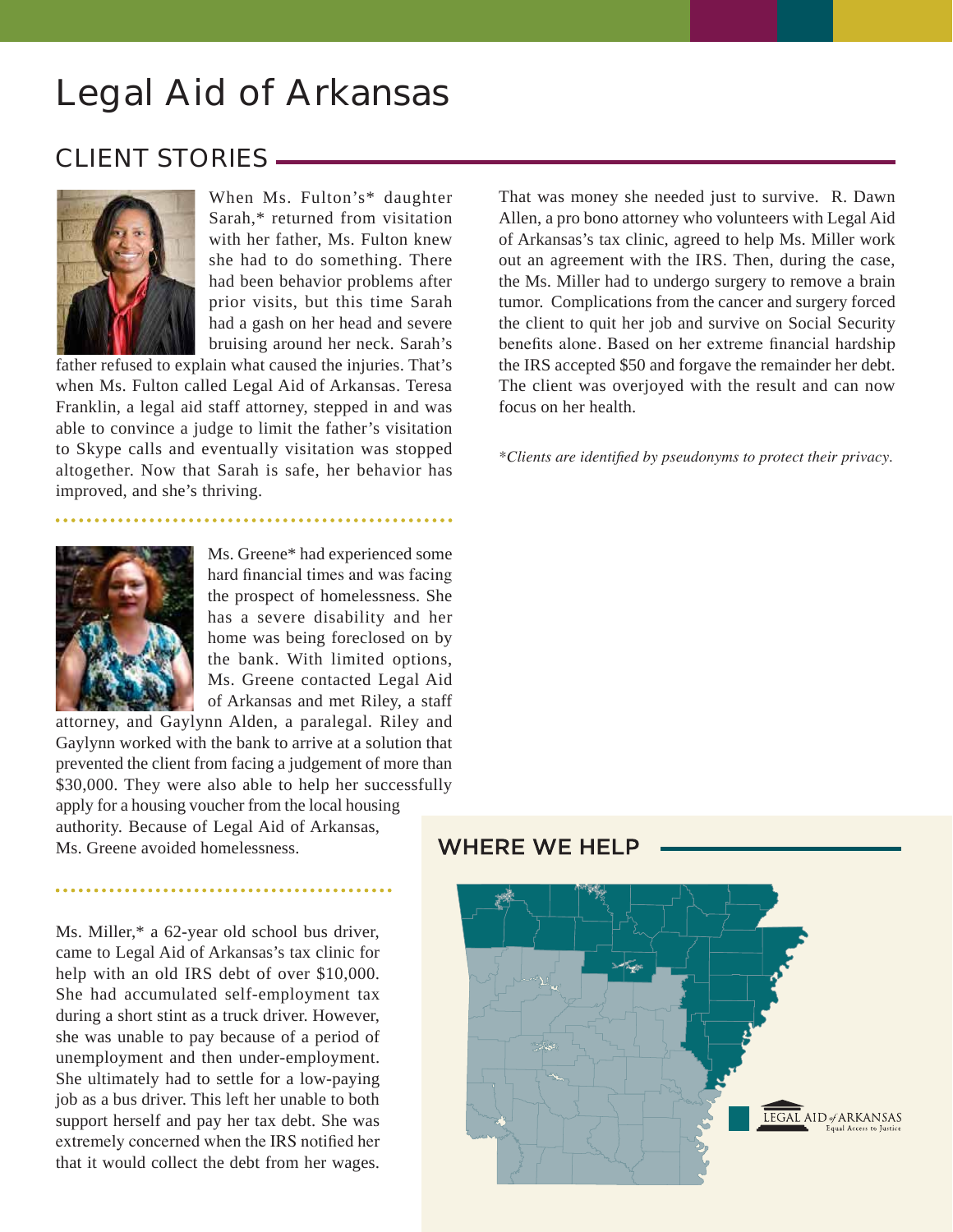# Legal Aid of Arkansas

## CLIENT STORIES

When Ms. Fulton's* daughter Sarah,* returned from visitation with her father, Ms. Fulton knew she had to do something. There had been behavior problems after prior visits, but this time Sarah had a gash on her head and severe bruising around her neck. Sarah's father refused to explain what caused the injuries. That's when Ms. Fulton called Legal Aid of Arkansas. Teresa Franklin, a legal aid staff attorney, stepped in and was able to convince a judge to limit the father's visitation to Skype calls and eventually visitation was stopped altogether. Now that Sarah is safe, her behavior has improved, and she's thriving.

Ms. Greene* had experienced some hard financial times and was facing the prospect of homelessness. She has a severe disability and her home was being foreclosed on by the bank. With limited options, Ms. Greene contacted Legal Aid of Arkansas and met Riley, a staff attorney, and Gaylynn Alden, a paralegal. Riley and Gaylynn worked with the bank to arrive at a solution that prevented the client from facing a judgement of more than $30,000. They were also able to help her successfully apply for a housing voucher from the local housing authority. Because of Legal Aid of Arkansas, Ms. Greene avoided homelessness.

Ms. Miller,* a 62-year old school bus driver, came to Legal Aid of Arkansas's tax clinic for help with an old IRS debt of over $10,000. She had accumulated self-employment tax during a short stint as a truck driver. However, she was unable to pay because of a period of unemployment and then under-employment. She ultimately had to settle for a low-paying job as a bus driver. This left her unable to both support herself and pay her tax debt. She was extremely concerned when the IRS notified her that it would collect the debt from her wages. That was money she needed just to survive. R. Dawn Allen, a pro bono attorney who volunteers with Legal Aid of Arkansas's tax clinic, agreed to help Ms. Miller work out an agreement with the IRS. Then, during the case, the Ms. Miller had to undergo surgery to remove a brain tumor. Complications from the cancer and surgery forced the client to quit her job and survive on Social Security benefits alone. Based on her extreme financial hardship the IRS accepted $50 and forgave the remainder her debt. The client was overjoyed with the result and can now focus on her health.

*\*Clients are identified by pseudonyms to protect their privacy.*

## WHERE WE HELP

LEGAL AID *of* ARKANSAS
Equal Access to Justice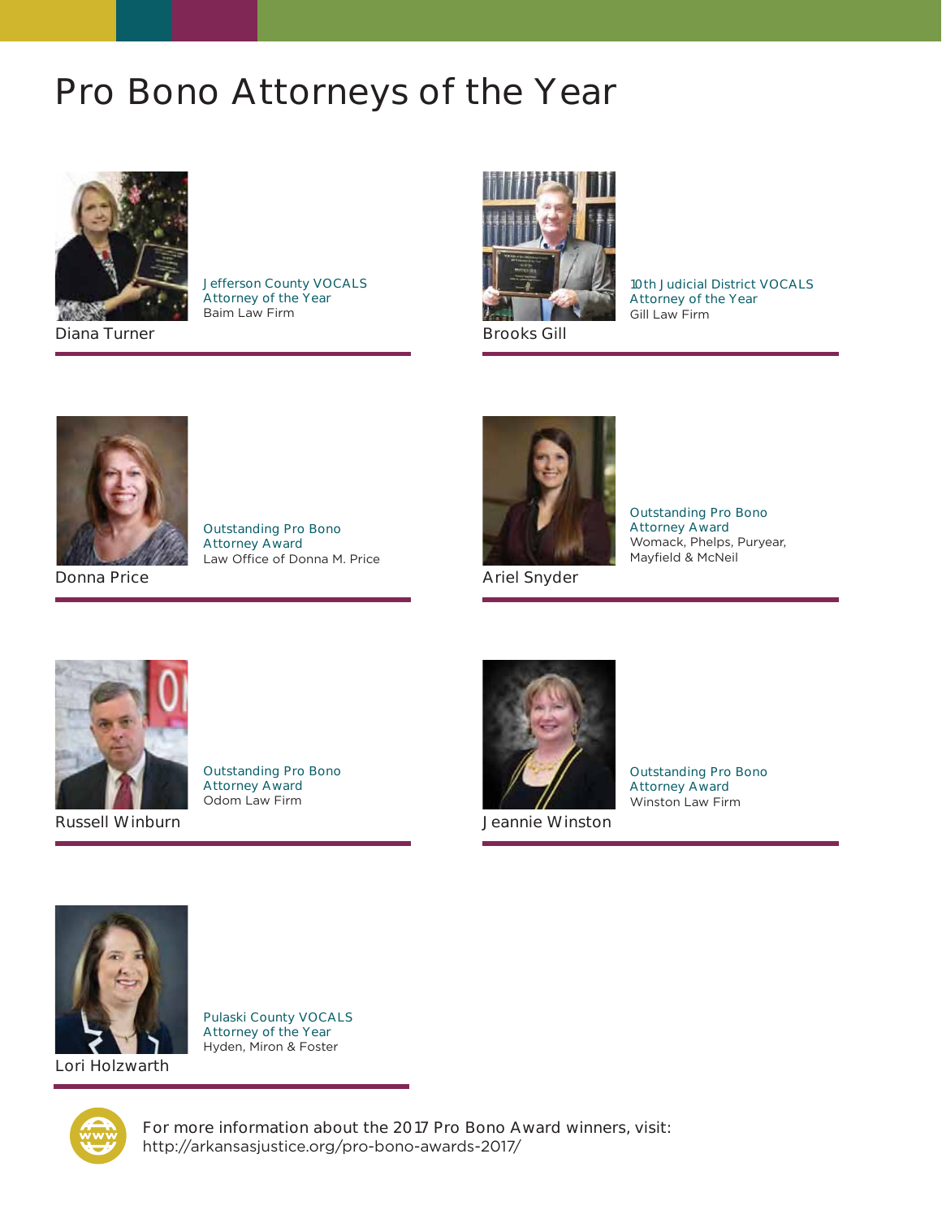# Pro Bono Attorneys of the Year

**Diana Turner**
Jefferson County VOCALS Attorney of the Year
Baim Law Firm

**Brooks Gill**
10th Judicial District VOCALS Attorney of the Year
Gill Law Firm

**Donna Price**
Outstanding Pro Bono Attorney Award
Law Office of Donna M. Price

**Ariel Snyder**
Outstanding Pro Bono Attorney Award
Womack, Phelps, Puryear, Mayfield & McNeil

**Russell Winburn**
Outstanding Pro Bono Attorney Award
Odom Law Firm

**Jeannie Winston**
Outstanding Pro Bono Attorney Award
Winston Law Firm

**Lori Holzwarth**
Pulaski County VOCALS Attorney of the Year
Hyden, Miron & Foster

For more information about the 2017 Pro Bono Award winners, visit:
http://arkansasjustice.org/pro-bono-awards-2017/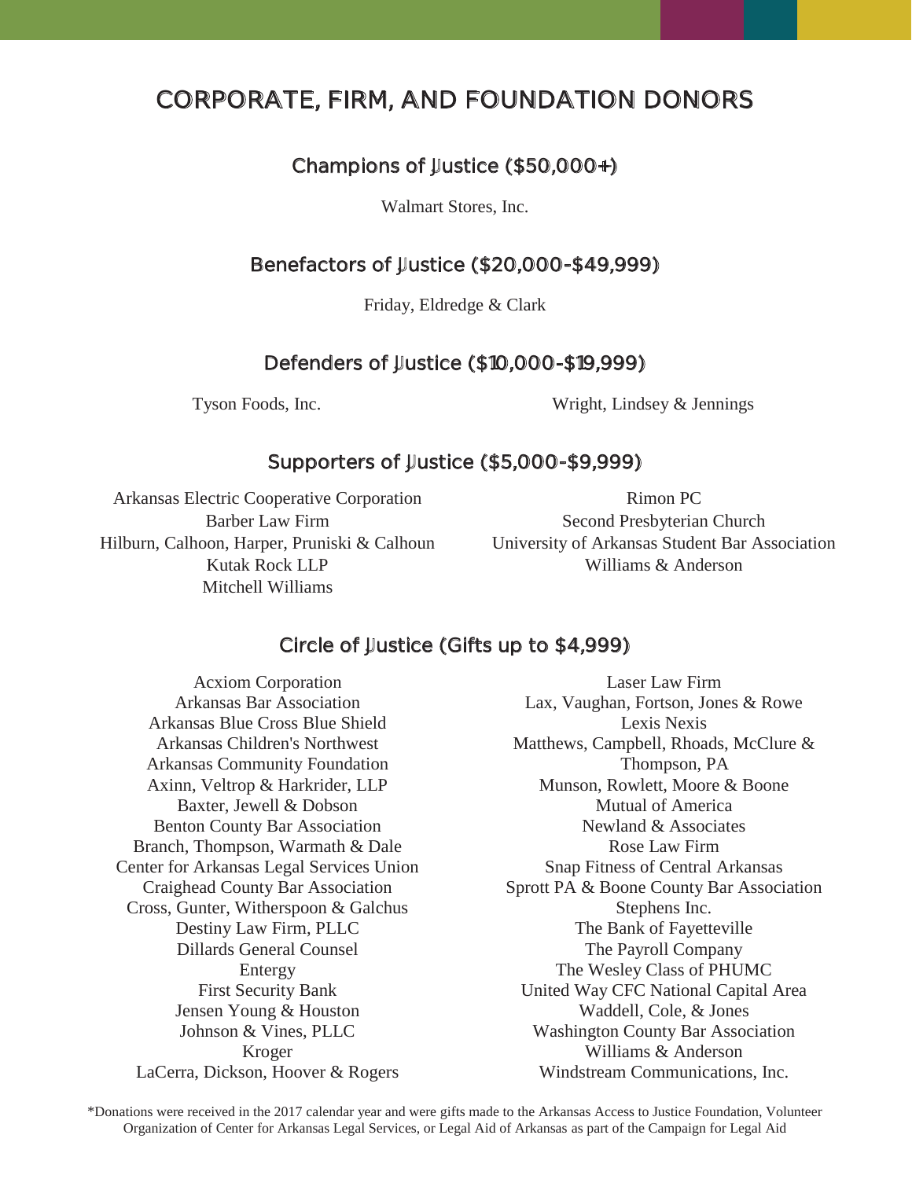# CORPORATE, FIRM, AND FOUNDATION DONORS

## Champions of Justice ($50,000+)

Walmart Stores, Inc.

## Benefactors of Justice ($20,000-$49,999)

Friday, Eldredge & Clark

## Defenders of Justice ($10,000-$19,999)

Tyson Foods, Inc.

Wright, Lindsey & Jennings

## Supporters of Justice ($5,000-$9,999)

Arkansas Electric Cooperative Corporation
Barber Law Firm
Hilburn, Calhoon, Harper, Pruniski & Calhoun
Kutak Rock LLP
Mitchell Williams
Rimon PC
Second Presbyterian Church
University of Arkansas Student Bar Association
Williams & Anderson

## Circle of Justice (Gifts up to $4,999)

Acxiom Corporation
Arkansas Bar Association
Arkansas Blue Cross Blue Shield
Arkansas Children's Northwest
Arkansas Community Foundation
Axinn, Veltrop & Harkrider, LLP
Baxter, Jewell & Dobson
Benton County Bar Association
Branch, Thompson, Warmath & Dale
Center for Arkansas Legal Services Union
Craighead County Bar Association
Cross, Gunter, Witherspoon & Galchus
Destiny Law Firm, PLLC
Dillards General Counsel
Entergy
First Security Bank
Jensen Young & Houston
Johnson & Vines, PLLC
Kroger
LaCerra, Dickson, Hoover & Rogers
Laser Law Firm
Lax, Vaughan, Fortson, Jones & Rowe
Lexis Nexis
Matthews, Campbell, Rhoads, McClure & Thompson, PA
Munson, Rowlett, Moore & Boone
Mutual of America
Newland & Associates
Rose Law Firm
Snap Fitness of Central Arkansas
Sprott PA & Boone County Bar Association
Stephens Inc.
The Bank of Fayetteville
The Payroll Company
The Wesley Class of PHUMC
United Way CFC National Capital Area
Waddell, Cole, & Jones
Washington County Bar Association
Williams & Anderson
Windstream Communications, Inc.

*Donations were received in the 2017 calendar year and were gifts made to the Arkansas Access to Justice Foundation, Volunteer Organization of Center for Arkansas Legal Services, or Legal Aid of Arkansas as part of the Campaign for Legal Aid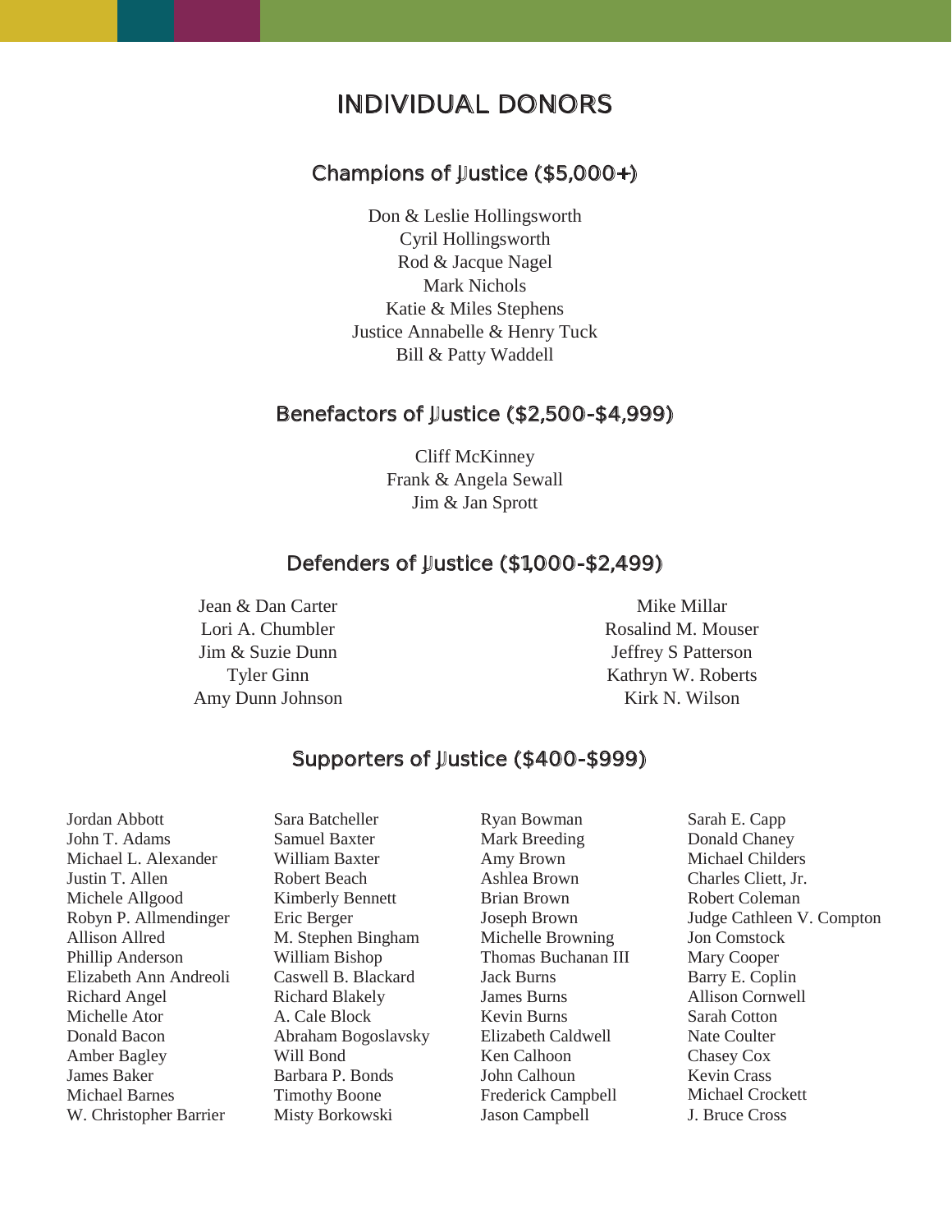# INDIVIDUAL DONORS

## Champions of Justice ($5,000+)

Don & Leslie Hollingsworth
Cyril Hollingsworth
Rod & Jacque Nagel
Mark Nichols
Katie & Miles Stephens
Justice Annabelle & Henry Tuck
Bill & Patty Waddell

## Benefactors of Justice ($2,500-$4,999)

Cliff McKinney
Frank & Angela Sewall
Jim & Jan Sprott

## Defenders of Justice ($1,000-$2,499)

Jean & Dan Carter
Lori A. Chumbler
Jim & Suzie Dunn
Tyler Ginn
Amy Dunn Johnson
Mike Millar
Rosalind M. Mouser
Jeffrey S Patterson
Kathryn W. Roberts
Kirk N. Wilson

## Supporters of Justice ($400-$999)

Jordan Abbott
John T. Adams
Michael L. Alexander
Justin T. Allen
Michele Allgood
Robyn P. Allmendinger
Allison Allred
Phillip Anderson
Elizabeth Ann Andreoli
Richard Angel
Michelle Ator
Donald Bacon
Amber Bagley
James Baker
Michael Barnes
W. Christopher Barrier
Sara Batcheller
Samuel Baxter
William Baxter
Robert Beach
Kimberly Bennett
Eric Berger
M. Stephen Bingham
William Bishop
Caswell B. Blackard
Richard Blakely
A. Cale Block
Abraham Bogoslavsky
Will Bond
Barbara P. Bonds
Timothy Boone
Misty Borkowski
Ryan Bowman
Mark Breeding
Amy Brown
Ashlea Brown
Brian Brown
Joseph Brown
Michelle Browning
Thomas Buchanan III
Jack Burns
James Burns
Kevin Burns
Elizabeth Caldwell
Ken Calhoon
John Calhoun
Frederick Campbell
Jason Campbell
Sarah E. Capp
Donald Chaney
Michael Childers
Charles Cliett, Jr.
Robert Coleman
Judge Cathleen V. Compton
Jon Comstock
Mary Cooper
Barry E. Coplin
Allison Cornwell
Sarah Cotton
Nate Coulter
Chasey Cox
Kevin Crass
Michael Crockett
J. Bruce Cross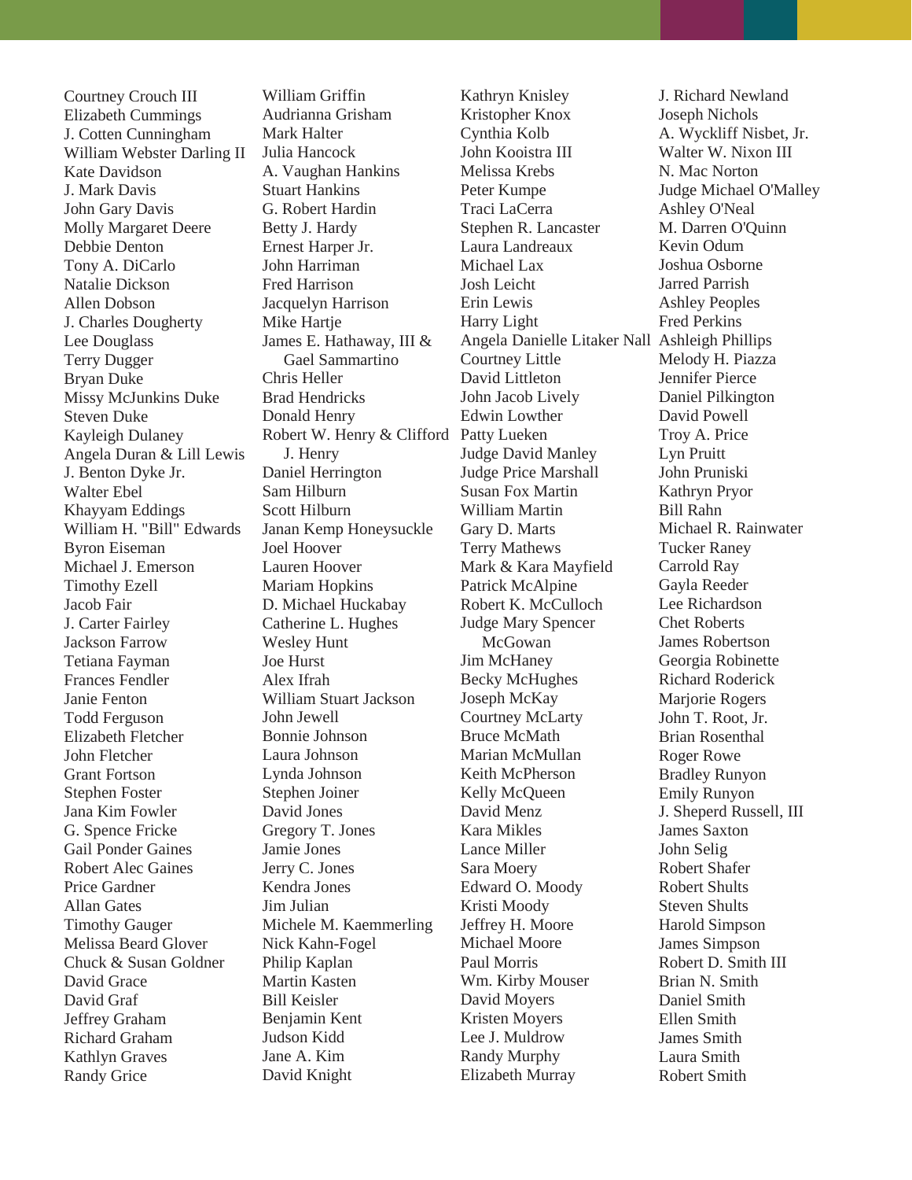Courtney Crouch III
Elizabeth Cummings
J. Cotten Cunningham
William Webster Darling II
Kate Davidson
J. Mark Davis
John Gary Davis
Molly Margaret Deere
Debbie Denton
Tony A. DiCarlo
Natalie Dickson
Allen Dobson
J. Charles Dougherty
Lee Douglass
Terry Dugger
Bryan Duke
Missy McJunkins Duke
Steven Duke
Kayleigh Dulaney
Angela Duran & Lill Lewis
J. Benton Dyke Jr.
Walter Ebel
Khayyam Eddings
William H. "Bill" Edwards
Byron Eiseman
Michael J. Emerson
Timothy Ezell
Jacob Fair
J. Carter Fairley
Jackson Farrow
Tetiana Fayman
Frances Fendler
Janie Fenton
Todd Ferguson
Elizabeth Fletcher
John Fletcher
Grant Fortson
Stephen Foster
Jana Kim Fowler
G. Spence Fricke
Gail Ponder Gaines
Robert Alec Gaines
Price Gardner
Allan Gates
Timothy Gauger
Melissa Beard Glover
Chuck & Susan Goldner
David Grace
David Graf
Jeffrey Graham
Richard Graham
Kathlyn Graves
Randy Grice
William Griffin
Audrianna Grisham
Mark Halter
Julia Hancock
A. Vaughan Hankins
Stuart Hankins
G. Robert Hardin
Betty J. Hardy
Ernest Harper Jr.
John Harriman
Fred Harrison
Jacquelyn Harrison
Mike Hartje
James E. Hathaway, III & Gael Sammartino
Chris Heller
Brad Hendricks
Donald Henry
Robert W. Henry & Clifford J. Henry
Daniel Herrington
Sam Hilburn
Scott Hilburn
Janan Kemp Honeysuckle
Joel Hoover
Lauren Hoover
Mariam Hopkins
D. Michael Huckabay
Catherine L. Hughes
Wesley Hunt
Joe Hurst
Alex Ifrah
William Stuart Jackson
John Jewell
Bonnie Johnson
Laura Johnson
Lynda Johnson
Stephen Joiner
David Jones
Gregory T. Jones
Jamie Jones
Jerry C. Jones
Kendra Jones
Jim Julian
Michele M. Kaemmerling
Nick Kahn-Fogel
Philip Kaplan
Martin Kasten
Bill Keisler
Benjamin Kent
Judson Kidd
Jane A. Kim
David Knight
Kathryn Knisley
Kristopher Knox
Cynthia Kolb
John Kooistra III
Melissa Krebs
Peter Kumpe
Traci LaCerra
Stephen R. Lancaster
Laura Landreaux
Michael Lax
Josh Leicht
Erin Lewis
Harry Light
Angela Danielle Litaker Nall
Courtney Little
David Littleton
John Jacob Lively
Edwin Lowther
Patty Lueken
Judge David Manley
Judge Price Marshall
Susan Fox Martin
William Martin
Gary D. Marts
Terry Mathews
Mark & Kara Mayfield
Patrick McAlpine
Robert K. McCulloch
Judge Mary Spencer McGowan
Jim McHaney
Becky McHughes
Joseph McKay
Courtney McLarty
Bruce McMath
Marian McMullan
Keith McPherson
Kelly McQueen
David Menz
Kara Mikles
Lance Miller
Sara Moery
Edward O. Moody
Kristi Moody
Jeffrey H. Moore
Michael Moore
Paul Morris
Wm. Kirby Mouser
David Moyers
Kristen Moyers
Lee J. Muldrow
Randy Murphy
Elizabeth Murray
J. Richard Newland
Joseph Nichols
A. Wyckliff Nisbet, Jr.
Walter W. Nixon III
N. Mac Norton
Judge Michael O'Malley
Ashley O'Neal
M. Darren O'Quinn
Kevin Odum
Joshua Osborne
Jarred Parrish
Ashley Peoples
Fred Perkins
Ashleigh Phillips
Melody H. Piazza
Jennifer Pierce
Daniel Pilkington
David Powell
Troy A. Price
Lyn Pruitt
John Pruniski
Kathryn Pryor
Bill Rahn
Michael R. Rainwater
Tucker Raney
Carrold Ray
Gayla Reeder
Lee Richardson
Chet Roberts
James Robertson
Georgia Robinette
Richard Roderick
Marjorie Rogers
John T. Root, Jr.
Brian Rosenthal
Roger Rowe
Bradley Runyon
Emily Runyon
J. Sheperd Russell, III
James Saxton
John Selig
Robert Shafer
Robert Shults
Steven Shults
Harold Simpson
James Simpson
Robert D. Smith III
Brian N. Smith
Daniel Smith
Ellen Smith
James Smith
Laura Smith
Robert Smith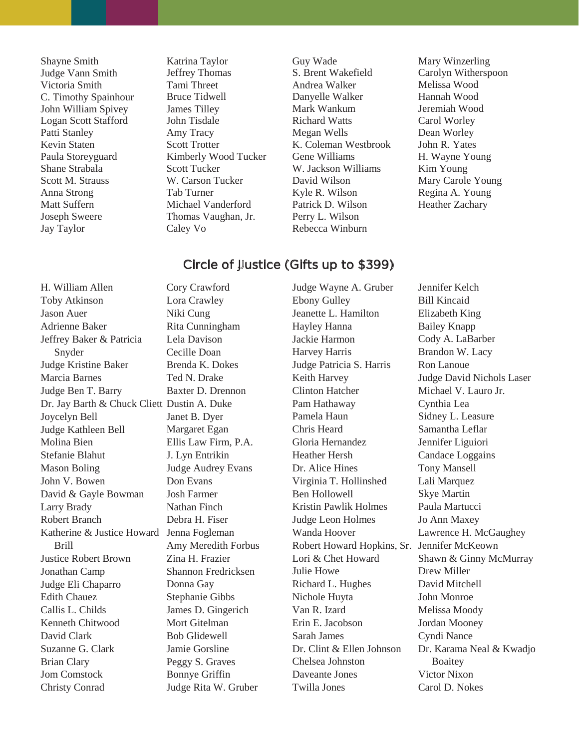Shayne Smith
Judge Vann Smith
Victoria Smith
C. Timothy Spainhour
John William Spivey
Logan Scott Stafford
Patti Stanley
Kevin Staten
Paula Storeyguard
Shane Strabala
Scott M. Strauss
Anna Strong
Matt Suffern
Joseph Sweere
Jay Taylor
Katrina Taylor
Jeffrey Thomas
Tami Threet
Bruce Tidwell
James Tilley
John Tisdale
Amy Tracy
Scott Trotter
Kimberly Wood Tucker
Scott Tucker
W. Carson Tucker
Tab Turner
Michael Vanderford
Thomas Vaughan, Jr.
Caley Vo
Guy Wade
S. Brent Wakefield
Andrea Walker
Danyelle Walker
Mark Wankum
Richard Watts
Megan Wells
K. Coleman Westbrook
Gene Williams
W. Jackson Williams
David Wilson
Kyle R. Wilson
Patrick D. Wilson
Perry L. Wilson
Rebecca Winburn
Mary Winzerling
Carolyn Witherspoon
Melissa Wood
Hannah Wood
Jeremiah Wood
Carol Worley
Dean Worley
John R. Yates
H. Wayne Young
Kim Young
Mary Carole Young
Regina A. Young
Heather Zachary

## Circle of Justice (Gifts up to $399)

H. William Allen
Toby Atkinson
Jason Auer
Adrienne Baker
Jeffrey Baker & Patricia Snyder
Judge Kristine Baker
Marcia Barnes
Judge Ben T. Barry
Dr. Jay Barth & Chuck Cliett
Joycelyn Bell
Judge Kathleen Bell
Molina Bien
Stefanie Blahut
Mason Boling
John V. Bowen
David & Gayle Bowman
Larry Brady
Robert Branch
Katherine & Justice Howard Brill
Justice Robert Brown
Jonathan Camp
Judge Eli Chaparro
Edith Chauez
Callis L. Childs
Kenneth Chitwood
David Clark
Suzanne G. Clark
Brian Clary
Jom Comstock
Christy Conrad
Cory Crawford
Lora Crawley
Niki Cung
Rita Cunningham
Lela Davison
Cecille Doan
Brenda K. Dokes
Ted N. Drake
Baxter D. Drennon
Dustin A. Duke
Janet B. Dyer
Margaret Egan
Ellis Law Firm, P.A.
J. Lyn Entrikin
Judge Audrey Evans
Don Evans
Josh Farmer
Nathan Finch
Debra H. Fiser
Jenna Fogleman
Amy Meredith Forbus
Zina H. Frazier
Shannon Fredricksen
Donna Gay
Stephanie Gibbs
James D. Gingerich
Mort Gitelman
Bob Glidewell
Jamie Gorsline
Peggy S. Graves
Bonnye Griffin
Judge Rita W. Gruber
Judge Wayne A. Gruber
Ebony Gulley
Jeanette L. Hamilton
Hayley Hanna
Jackie Harmon
Harvey Harris
Judge Patricia S. Harris
Keith Harvey
Clinton Hatcher
Pam Hathaway
Pamela Haun
Chris Heard
Gloria Hernandez
Heather Hersh
Dr. Alice Hines
Virginia T. Hollinshed
Ben Hollowell
Kristin Pawlik Holmes
Judge Leon Holmes
Wanda Hoover
Robert Howard Hopkins, Sr.
Lori & Chet Howard
Julie Howe
Richard L. Hughes
Nichole Huyta
Van R. Izard
Erin E. Jacobson
Sarah James
Dr. Clint & Ellen Johnson
Chelsea Johnston
Daveante Jones
Twilla Jones
Jennifer Kelch
Bill Kincaid
Elizabeth King
Bailey Knapp
Cody A. LaBarber
Brandon W. Lacy
Ron Lanoue
Judge David Nichols Laser
Michael V. Lauro Jr.
Cynthia Lea
Sidney L. Leasure
Samantha Leflar
Jennifer Liguiori
Candace Loggains
Tony Mansell
Lali Marquez
Skye Martin
Paula Martucci
Jo Ann Maxey
Lawrence H. McGaughey
Jennifer McKeown
Shawn & Ginny McMurray
Drew Miller
David Mitchell
John Monroe
Melissa Moody
Jordan Mooney
Cyndi Nance
Dr. Karama Neal & Kwadjo Boaitey
Victor Nixon
Carol D. Nokes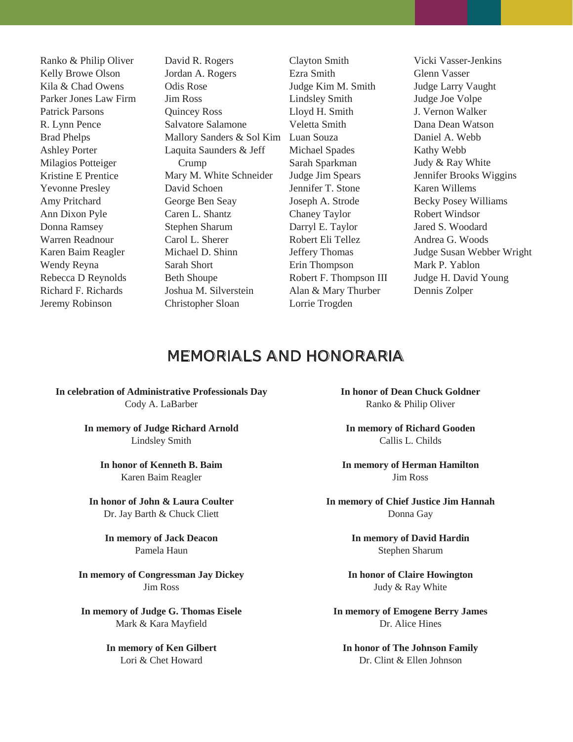Ranko & Philip Oliver
Kelly Browe Olson
Kila & Chad Owens
Parker Jones Law Firm
Patrick Parsons
R. Lynn Pence
Brad Phelps
Ashley Porter
Milagios Potteiger
Kristine E Prentice
Yevonne Presley
Amy Pritchard
Ann Dixon Pyle
Donna Ramsey
Warren Readnour
Karen Baim Reagler
Wendy Reyna
Rebecca D Reynolds
Richard F. Richards
Jeremy Robinson

David R. Rogers
Jordan A. Rogers
Odis Rose
Jim Ross
Quincey Ross
Salvatore Salamone
Mallory Sanders & Sol Kim
Laquita Saunders & Jeff Crump
Mary M. White Schneider
David Schoen
George Ben Seay
Caren L. Shantz
Stephen Sharum
Carol L. Sherer
Michael D. Shinn
Sarah Short
Beth Shoupe
Joshua M. Silverstein
Christopher Sloan

Clayton Smith
Ezra Smith
Judge Kim M. Smith
Lindsley Smith
Lloyd H. Smith
Veletta Smith
Luan Souza
Michael Spades
Sarah Sparkman
Judge Jim Spears
Jennifer T. Stone
Joseph A. Strode
Chaney Taylor
Darryl E. Taylor
Robert Eli Tellez
Jeffery Thomas
Erin Thompson
Robert F. Thompson III
Alan & Mary Thurber
Lorrie Trogden

Vicki Vasser-Jenkins
Glenn Vasser
Judge Larry Vaught
Judge Joe Volpe
J. Vernon Walker
Dana Dean Watson
Daniel A. Webb
Kathy Webb
Judy & Ray White
Jennifer Brooks Wiggins
Karen Willems
Becky Posey Williams
Robert Windsor
Jared S. Woodard
Andrea G. Woods
Judge Susan Webber Wright
Mark P. Yablon
Judge H. David Young
Dennis Zolper

## MEMORIALS AND HONORARIA

**In celebration of Administrative Professionals Day**
Cody A. LaBarber

**In memory of Judge Richard Arnold**
Lindsley Smith

**In honor of Kenneth B. Baim**
Karen Baim Reagler

**In honor of John & Laura Coulter**
Dr. Jay Barth & Chuck Cliett

**In memory of Jack Deacon**
Pamela Haun

**In memory of Congressman Jay Dickey**
Jim Ross

**In memory of Judge G. Thomas Eisele**
Mark & Kara Mayfield

**In memory of Ken Gilbert**
Lori & Chet Howard

**In honor of Dean Chuck Goldner**
Ranko & Philip Oliver

**In memory of Richard Gooden**
Callis L. Childs

**In memory of Herman Hamilton**
Jim Ross

**In memory of Chief Justice Jim Hannah**
Donna Gay

**In memory of David Hardin**
Stephen Sharum

**In honor of Claire Howington**
Judy & Ray White

**In memory of Emogene Berry James**
Dr. Alice Hines

**In honor of The Johnson Family**
Dr. Clint & Ellen Johnson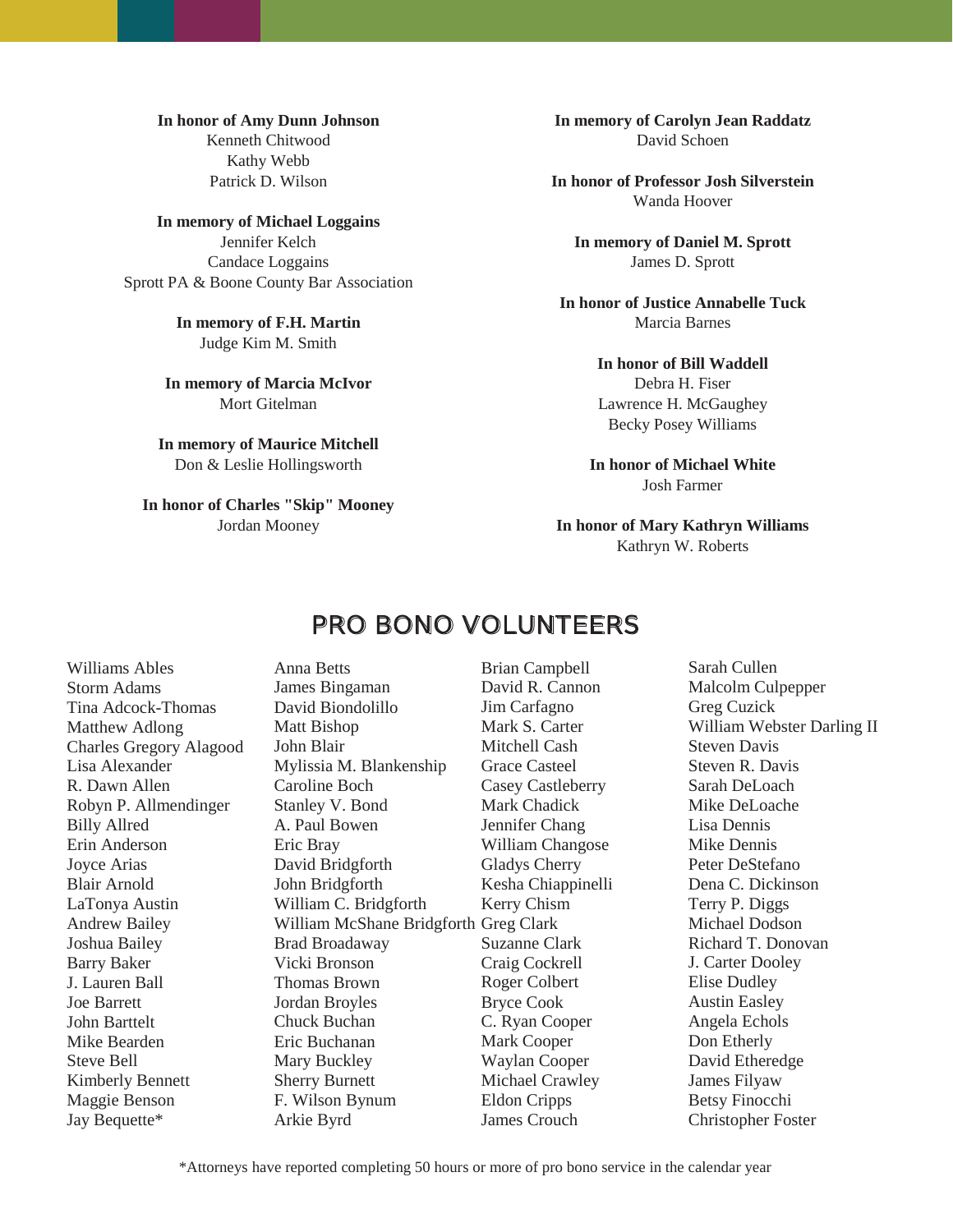**In honor of Amy Dunn Johnson**
Kenneth Chitwood
Kathy Webb
Patrick D. Wilson

**In memory of Michael Loggains**
Jennifer Kelch
Candace Loggains
Sprott PA & Boone County Bar Association

**In memory of F.H. Martin**
Judge Kim M. Smith

**In memory of Marcia McIvor**
Mort Gitelman

**In memory of Maurice Mitchell**
Don & Leslie Hollingsworth

**In honor of Charles "Skip" Mooney**
Jordan Mooney

**In memory of Carolyn Jean Raddatz**
David Schoen

**In honor of Professor Josh Silverstein**
Wanda Hoover

**In memory of Daniel M. Sprott**
James D. Sprott

**In honor of Justice Annabelle Tuck**
Marcia Barnes

**In honor of Bill Waddell**
Debra H. Fiser
Lawrence H. McGaughey
Becky Posey Williams

**In honor of Michael White**
Josh Farmer

**In honor of Mary Kathryn Williams**
Kathryn W. Roberts

## PRO BONO VOLUNTEERS

Williams Ables
Storm Adams
Tina Adcock-Thomas
Matthew Adlong
Charles Gregory Alagood
Lisa Alexander
R. Dawn Allen
Robyn P. Allmendinger
Billy Allred
Erin Anderson
Joyce Arias
Blair Arnold
LaTonya Austin
Andrew Bailey
Joshua Bailey
Barry Baker
J. Lauren Ball
Joe Barrett
John Barttelt
Mike Bearden
Steve Bell
Kimberly Bennett
Maggie Benson
Jay Bequette*
Anna Betts
James Bingaman
David Biondolillo
Matt Bishop
John Blair
Mylissia M. Blankenship
Caroline Boch
Stanley V. Bond
A. Paul Bowen
Eric Bray
David Bridgforth
John Bridgforth
William C. Bridgforth
William McShane Bridgforth
Brad Broadaway
Vicki Bronson
Thomas Brown
Jordan Broyles
Chuck Buchan
Eric Buchanan
Mary Buckley
Sherry Burnett
F. Wilson Bynum
Arkie Byrd
Brian Campbell
David R. Cannon
Jim Carfagno
Mark S. Carter
Mitchell Cash
Grace Casteel
Casey Castleberry
Mark Chadick
Jennifer Chang
William Changose
Gladys Cherry
Kesha Chiappinelli
Kerry Chism
Greg Clark
Suzanne Clark
Craig Cockrell
Roger Colbert
Bryce Cook
C. Ryan Cooper
Mark Cooper
Waylan Cooper
Michael Crawley
Eldon Cripps
James Crouch
Sarah Cullen
Malcolm Culpepper
Greg Cuzick
William Webster Darling II
Steven Davis
Steven R. Davis
Sarah DeLoach
Mike DeLoache
Lisa Dennis
Mike Dennis
Peter DeStefano
Dena C. Dickinson
Terry P. Diggs
Michael Dodson
Richard T. Donovan
J. Carter Dooley
Elise Dudley
Austin Easley
Angela Echols
Don Etherly
David Etheredge
James Filyaw
Betsy Finocchi
Christopher Foster

*Attorneys have reported completing 50 hours or more of pro bono service in the calendar year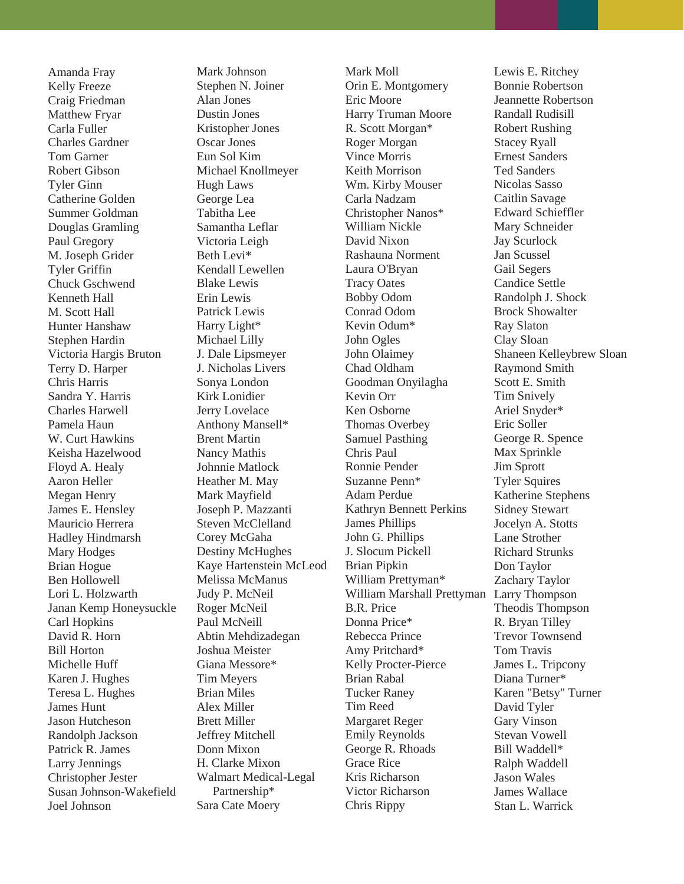Amanda Fray
Kelly Freeze
Craig Friedman
Matthew Fryar
Carla Fuller
Charles Gardner
Tom Garner
Robert Gibson
Tyler Ginn
Catherine Golden
Summer Goldman
Douglas Gramling
Paul Gregory
M. Joseph Grider
Tyler Griffin
Chuck Gschwend
Kenneth Hall
M. Scott Hall
Hunter Hanshaw
Stephen Hardin
Victoria Hargis Bruton
Terry D. Harper
Chris Harris
Sandra Y. Harris
Charles Harwell
Pamela Haun
W. Curt Hawkins
Keisha Hazelwood
Floyd A. Healy
Aaron Heller
Megan Henry
James E. Hensley
Mauricio Herrera
Hadley Hindmarsh
Mary Hodges
Brian Hogue
Ben Hollowell
Lori L. Holzwarth
Janan Kemp Honeysuckle
Carl Hopkins
David R. Horn
Bill Horton
Michelle Huff
Karen J. Hughes
Teresa L. Hughes
James Hunt
Jason Hutcheson
Randolph Jackson
Patrick R. James
Larry Jennings
Christopher Jester
Susan Johnson-Wakefield
Joel Johnson

Mark Johnson
Stephen N. Joiner
Alan Jones
Dustin Jones
Kristopher Jones
Oscar Jones
Eun Sol Kim
Michael Knollmeyer
Hugh Laws
George Lea
Tabitha Lee
Samantha Leflar
Victoria Leigh
Beth Levi*
Kendall Lewellen
Blake Lewis
Erin Lewis
Patrick Lewis
Harry Light*
Michael Lilly
J. Dale Lipsmeyer
J. Nicholas Livers
Sonya London
Kirk Lonidier
Jerry Lovelace
Anthony Mansell*
Brent Martin
Nancy Mathis
Johnnie Matlock
Heather M. May
Mark Mayfield
Joseph P. Mazzanti
Steven McClelland
Corey McGaha
Destiny McHughes
Kaye Hartenstein McLeod
Melissa McManus
Judy P. McNeil
Roger McNeil
Paul McNeill
Abtin Mehdizadegan
Joshua Meister
Giana Messore*
Tim Meyers
Brian Miles
Alex Miller
Brett Miller
Jeffrey Mitchell
Donn Mixon
H. Clarke Mixon
Walmart Medical-Legal Partnership*
Sara Cate Moery

Mark Moll
Orin E. Montgomery
Eric Moore
Harry Truman Moore
R. Scott Morgan*
Roger Morgan
Vince Morris
Keith Morrison
Wm. Kirby Mouser
Carla Nadzam
Christopher Nanos*
William Nickle
David Nixon
Rashauna Norment
Laura O'Bryan
Tracy Oates
Bobby Odom
Conrad Odom
Kevin Odum*
John Ogles
John Olaimey
Chad Oldham
Goodman Onyilagha
Kevin Orr
Ken Osborne
Thomas Overbey
Samuel Pasthing
Chris Paul
Ronnie Pender
Suzanne Penn*
Adam Perdue
Kathryn Bennett Perkins
James Phillips
John G. Phillips
J. Slocum Pickell
Brian Pipkin
William Prettyman*
William Marshall Prettyman
B.R. Price
Donna Price*
Rebecca Prince
Amy Pritchard*
Kelly Procter-Pierce
Brian Rabal
Tucker Raney
Tim Reed
Margaret Reger
Emily Reynolds
George R. Rhoads
Grace Rice
Kris Richarson
Victor Richarson
Chris Rippy

Lewis E. Ritchey
Bonnie Robertson
Jeannette Robertson
Randall Rudisill
Robert Rushing
Stacey Ryall
Ernest Sanders
Ted Sanders
Nicolas Sasso
Caitlin Savage
Edward Schieffler
Mary Schneider
Jay Scurlock
Jan Scussel
Gail Segers
Candice Settle
Randolph J. Shock
Brock Showalter
Ray Slaton
Clay Sloan
Shaneen Kelleybrew Sloan
Raymond Smith
Scott E. Smith
Tim Snively
Ariel Snyder*
Eric Soller
George R. Spence
Max Sprinkle
Jim Sprott
Tyler Squires
Katherine Stephens
Sidney Stewart
Jocelyn A. Stotts
Lane Strother
Richard Strunks
Don Taylor
Zachary Taylor
Larry Thompson
Theodis Thompson
R. Bryan Tilley
Trevor Townsend
Tom Travis
James L. Tripcony
Diana Turner*
Karen "Betsy" Turner
David Tyler
Gary Vinson
Stevan Vowell
Bill Waddell*
Ralph Waddell
Jason Wales
James Wallace
Stan L. Warrick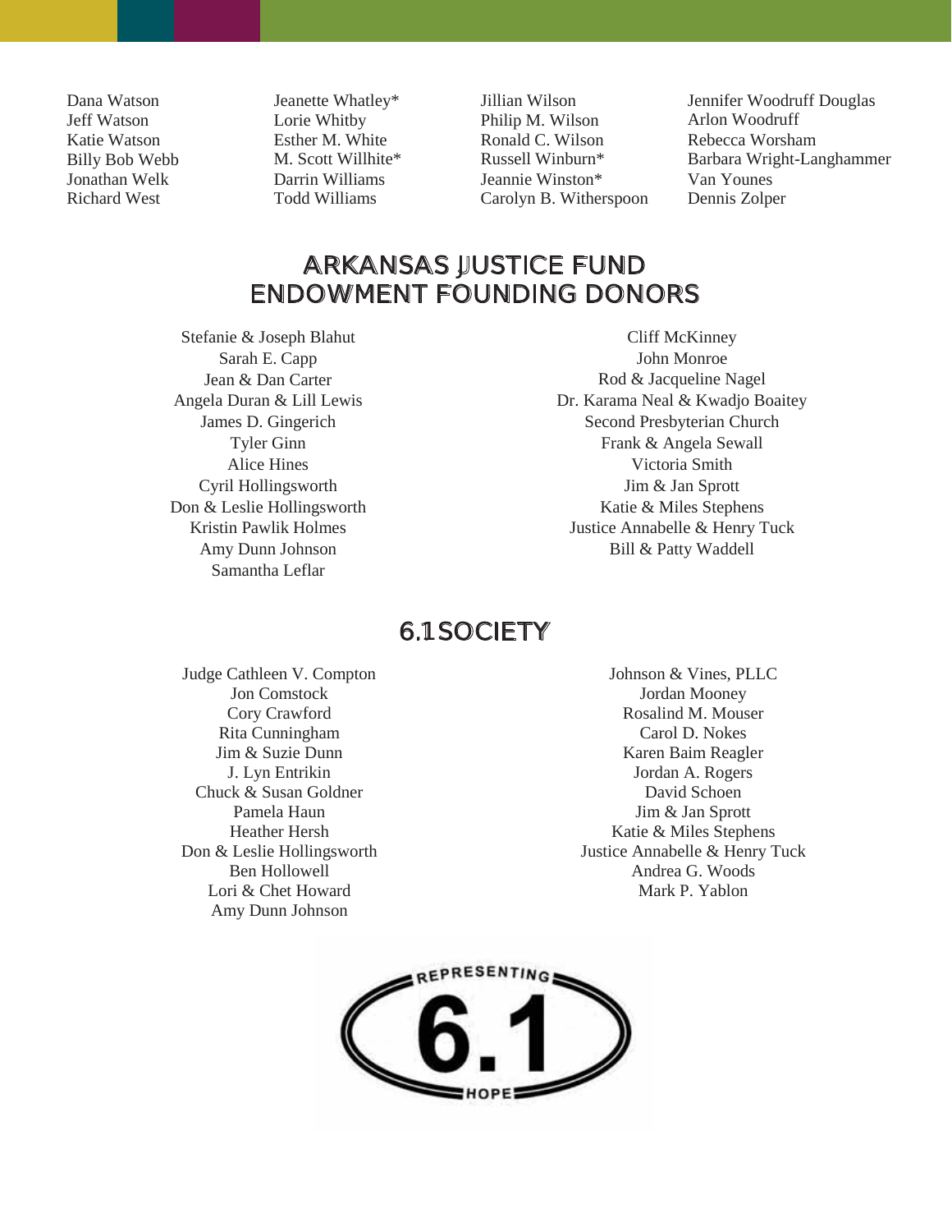Dana Watson
Jeff Watson
Katie Watson
Billy Bob Webb
Jonathan Welk
Richard West
Jeanette Whatley*
Lorie Whitby
Esther M. White
M. Scott Willhite*
Darrin Williams
Todd Williams
Jillian Wilson
Philip M. Wilson
Ronald C. Wilson
Russell Winburn*
Jeannie Winston*
Carolyn B. Witherspoon
Jennifer Woodruff Douglas
Arlon Woodruff
Rebecca Worsham
Barbara Wright-Langhammer
Van Younes
Dennis Zolper

## ARKANSAS JUSTICE FUND ENDOWMENT FOUNDING DONORS

Stefanie & Joseph Blahut
Sarah E. Capp
Jean & Dan Carter
Angela Duran & Lill Lewis
James D. Gingerich
Tyler Ginn
Alice Hines
Cyril Hollingsworth
Don & Leslie Hollingsworth
Kristin Pawlik Holmes
Amy Dunn Johnson
Samantha Leflar
Cliff McKinney
John Monroe
Rod & Jacqueline Nagel
Dr. Karama Neal & Kwadjo Boaitey
Second Presbyterian Church
Frank & Angela Sewall
Victoria Smith
Jim & Jan Sprott
Katie & Miles Stephens
Justice Annabelle & Henry Tuck
Bill & Patty Waddell

## 6.1 SOCIETY

Judge Cathleen V. Compton
Jon Comstock
Cory Crawford
Rita Cunningham
Jim & Suzie Dunn
J. Lyn Entrikin
Chuck & Susan Goldner
Pamela Haun
Heather Hersh
Don & Leslie Hollingsworth
Ben Hollowell
Lori & Chet Howard
Amy Dunn Johnson
Johnson & Vines, PLLC
Jordan Mooney
Rosalind M. Mouser
Carol D. Nokes
Karen Baim Reagler
Jordan A. Rogers
David Schoen
Jim & Jan Sprott
Katie & Miles Stephens
Justice Annabelle & Henry Tuck
Andrea G. Woods
Mark P. Yablon

REPRESENTING 6.1 HOPE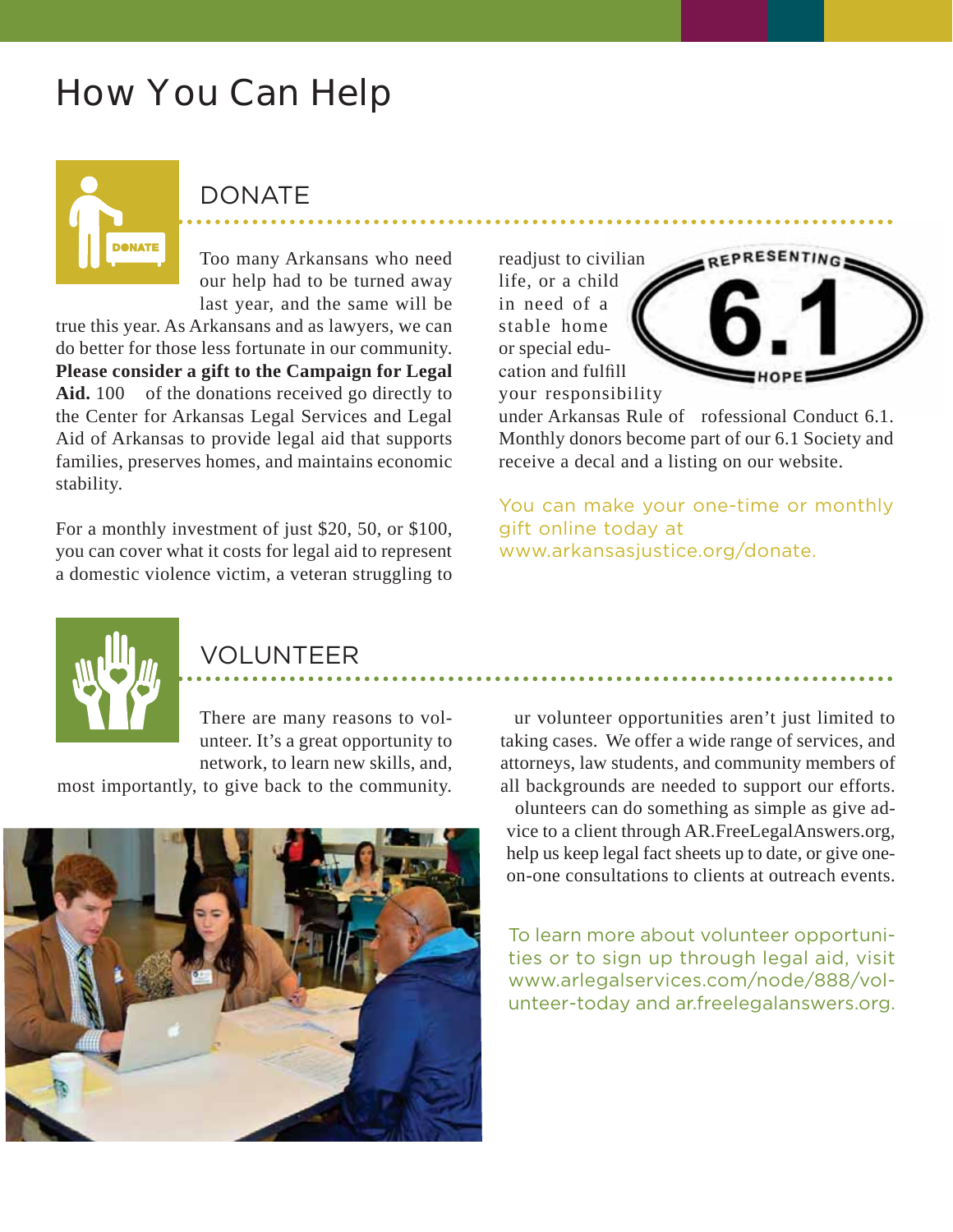# How You Can Help

## DONATE

Too many Arkansans who need our help had to be turned away last year, and the same will be true this year. As Arkansans and as lawyers, we can do better for those less fortunate in our community. **Please consider a gift to the Campaign for Legal Aid.** 100 of the donations received go directly to the Center for Arkansas Legal Services and Legal Aid of Arkansas to provide legal aid that supports families, preserves homes, and maintains economic stability.

For a monthly investment of just $20, 50, or $100, you can cover what it costs for legal aid to represent a domestic violence victim, a veteran struggling to readjust to civilian life, or a child in need of a stable home or special education and fulfill your responsibility under Arkansas Rule of rofessional Conduct 6.1. Monthly donors become part of our 6.1 Society and receive a decal and a listing on our website.

REPRESENTING 6.1 HOPE

You can make your one-time or monthly gift online today at www.arkansasjustice.org/donate.

## VOLUNTEER

There are many reasons to volunteer. It's a great opportunity to network, to learn new skills, and, most importantly, to give back to the community.

ur volunteer opportunities aren't just limited to taking cases. We offer a wide range of services, and attorneys, law students, and community members of all backgrounds are needed to support our efforts. olunteers can do something as simple as give advice to a client through AR.FreeLegalAnswers.org, help us keep legal fact sheets up to date, or give one-on-one consultations to clients at outreach events.

To learn more about volunteer opportunities or to sign up through legal aid, visit www.arlegalservices.com/node/888/volunteer-today and ar.freelegalanswers.org.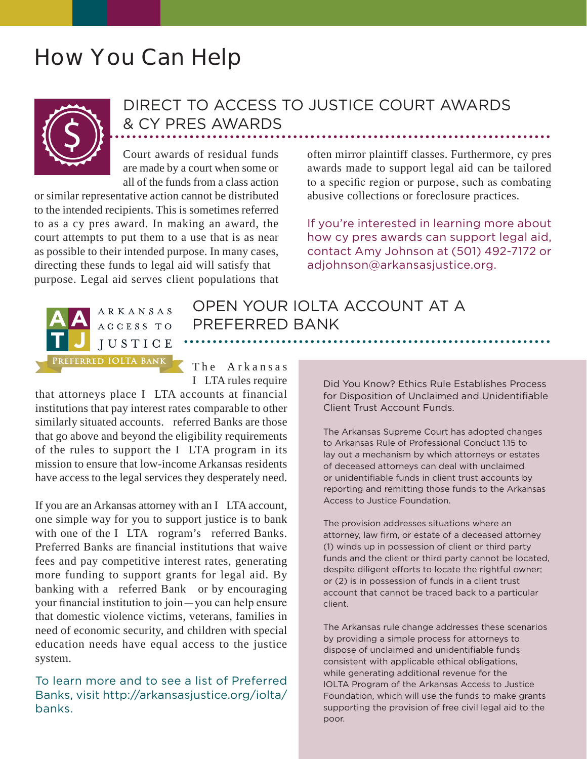# How You Can Help

## DIRECT TO ACCESS TO JUSTICE COURT AWARDS & CY PRES AWARDS

Court awards of residual funds are made by a court when some or all of the funds from a class action or similar representative action cannot be distributed to the intended recipients. This is sometimes referred to as a cy pres award. In making an award, the court attempts to put them to a use that is as near as possible to their intended purpose. In many cases, directing these funds to legal aid will satisfy that purpose. Legal aid serves client populations that often mirror plaintiff classes. Furthermore, cy pres awards made to support legal aid can be tailored to a specific region or purpose, such as combating abusive collections or foreclosure practices.

If you're interested in learning more about how cy pres awards can support legal aid, contact Amy Johnson at (501) 492-7172 or adjohnson@arkansasjustice.org.

ARKANSAS ACCESS TO JUSTICE
PREFERRED IOLTA BANK

## OPEN YOUR IOLTA ACCOUNT AT A PREFERRED BANK

The Arkansas I LTA rules require that attorneys place I LTA accounts at financial institutions that pay interest rates comparable to other similarly situated accounts. referred Banks are those that go above and beyond the eligibility requirements of the rules to support the I LTA program in its mission to ensure that low-income Arkansas residents have access to the legal services they desperately need.

If you are an Arkansas attorney with an I LTA account, one simple way for you to support justice is to bank with one of the I LTA rogram's referred Banks. Preferred Banks are financial institutions that waive fees and pay competitive interest rates, generating more funding to support grants for legal aid. By banking with a referred Bank or by encouraging your financial institution to join—you can help ensure that domestic violence victims, veterans, families in need of economic security, and children with special education needs have equal access to the justice system.

To learn more and to see a list of Preferred Banks, visit http://arkansasjustice.org/iolta/banks.

Did You Know? Ethics Rule Establishes Process for Disposition of Unclaimed and Unidentifiable Client Trust Account Funds.

The Arkansas Supreme Court has adopted changes to Arkansas Rule of Professional Conduct 1.15 to lay out a mechanism by which attorneys or estates of deceased attorneys can deal with unclaimed or unidentifiable funds in client trust accounts by reporting and remitting those funds to the Arkansas Access to Justice Foundation.

The provision addresses situations where an attorney, law firm, or estate of a deceased attorney (1) winds up in possession of client or third party funds and the client or third party cannot be located, despite diligent efforts to locate the rightful owner; or (2) is in possession of funds in a client trust account that cannot be traced back to a particular client.

The Arkansas rule change addresses these scenarios by providing a simple process for attorneys to dispose of unclaimed and unidentifiable funds consistent with applicable ethical obligations, while generating additional revenue for the IOLTA Program of the Arkansas Access to Justice Foundation, which will use the funds to make grants supporting the provision of free civil legal aid to the poor.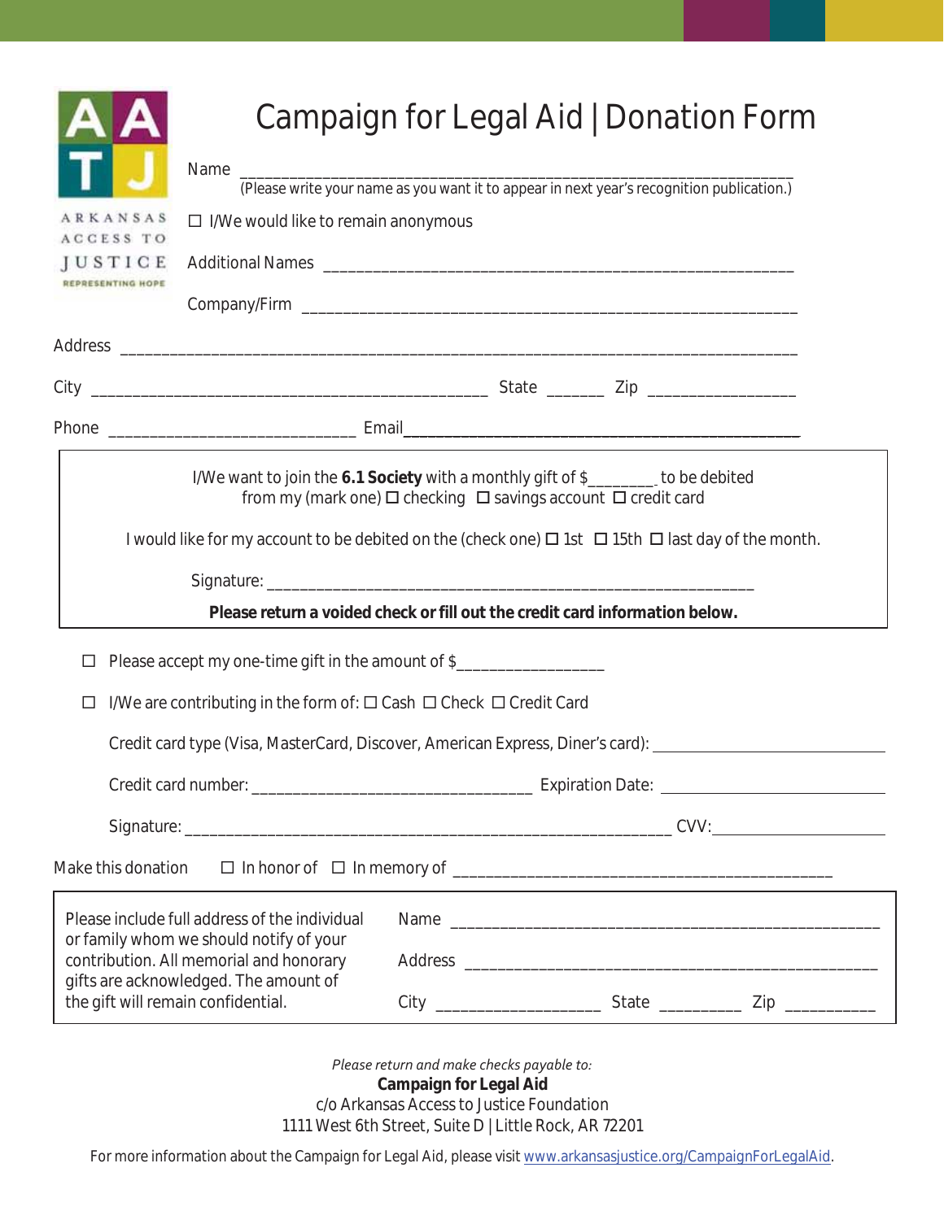ARKANSAS ACCESS TO JUSTICE
REPRESENTING HOPE

# Campaign for Legal Aid | Donation Form

Name ___________________________________________________________________
(Please write your name as you want it to appear in next year's recognition publication.)

☐ I/We would like to remain anonymous

Additional Names ______________________________________________________

Company/Firm _________________________________________________________

Address ______________________________________________________________

City ____________________________________________ State ______ Zip ________________

Phone ____________________________ Email _____________________________________________

---

I/We want to join the **6.1 Society** with a monthly gift of $________ to be debited from my (mark one) ☐ checking ☐ savings account ☐ credit card

I would like for my account to be debited on the (check one) ☐ 1st ☐ 15th ☐ last day of the month.

Signature: _________________________________________________________

**Please return a voided check or fill out the credit card information below.**

---

☐ Please accept my one-time gift in the amount of $_________________

☐ I/We are contributing in the form of: ☐ Cash ☐ Check ☐ Credit Card

Credit card type (Visa, MasterCard, Discover, American Express, Diner's card): ____________________

Credit card number: ________________________________ Expiration Date: ____________________

Signature: _______________________________________________________ CVV: ________________

Make this donation ☐ In honor of ☐ In memory of ___________________________________________

---

Please include full address of the individual or family whom we should notify of your contribution. All memorial and honorary gifts are acknowledged. The amount of the gift will remain confidential.

Name ___________________________________________________

Address _________________________________________________

City __________________ State _________ Zip __________

---

*Please return and make checks payable to:*

**Campaign for Legal Aid**
c/o Arkansas Access to Justice Foundation
1111 West 6th Street, Suite D | Little Rock, AR 72201

For more information about the Campaign for Legal Aid, please visit www.arkansasjustice.org/CampaignForLegalAid.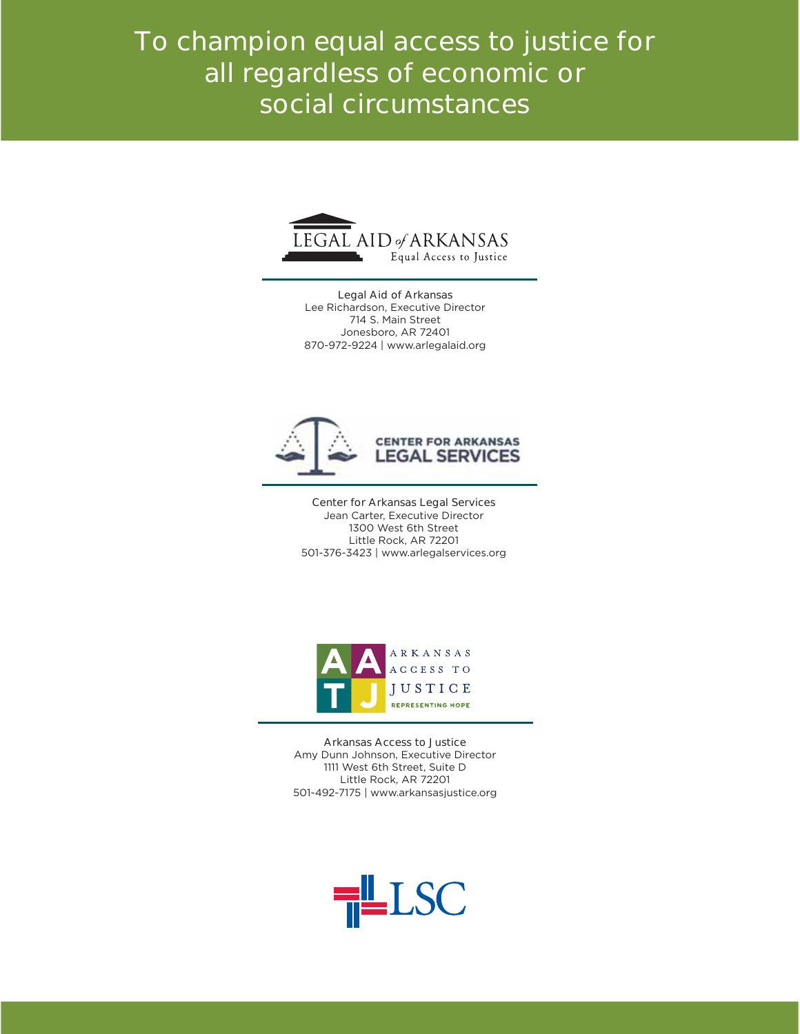To champion equal access to justice for all regardless of economic or social circumstances

LEGAL AID of ARKANSAS
Equal Access to Justice

Legal Aid of Arkansas
Lee Richardson, Executive Director
714 S. Main Street
Jonesboro, AR 72401
870-972-9224 | www.arlegalaid.org

CENTER FOR ARKANSAS LEGAL SERVICES

Center for Arkansas Legal Services
Jean Carter, Executive Director
1300 West 6th Street
Little Rock, AR 72201
501-376-3423 | www.arlegalservices.org

ARKANSAS ACCESS TO JUSTICE
REPRESENTING HOPE

Arkansas Access to Justice
Amy Dunn Johnson, Executive Director
1111 West 6th Street, Suite D
Little Rock, AR 72201
501-492-7175 | www.arkansasjustice.org

LSC